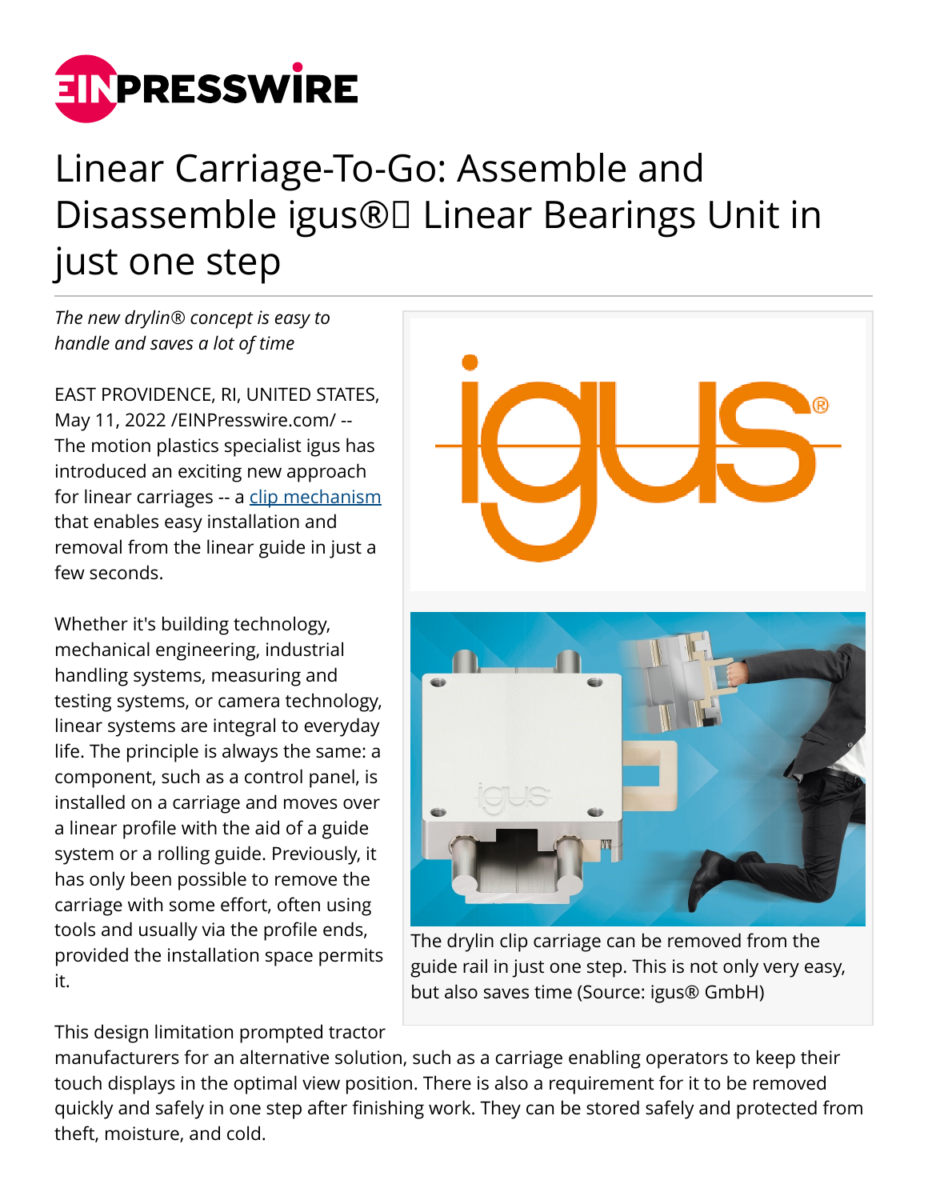# Linear Carriage-To-Go: Assemble and Disassemble igus®️ Linear Bearings Unit in just one step

*The new drylin® concept is easy to handle and saves a lot of time*

EAST PROVIDENCE, RI, UNITED STATES, May 11, 2022 /EINPresswire.com/ -- The motion plastics specialist igus has introduced an exciting new approach for linear carriages -- a clip mechanism that enables easy installation and removal from the linear guide in just a few seconds.

Whether it's building technology, mechanical engineering, industrial handling systems, measuring and testing systems, or camera technology, linear systems are integral to everyday life. The principle is always the same: a component, such as a control panel, is installed on a carriage and moves over a linear profile with the aid of a guide system or a rolling guide. Previously, it has only been possible to remove the carriage with some effort, often using tools and usually via the profile ends, provided the installation space permits it.

The drylin clip carriage can be removed from the guide rail in just one step. This is not only very easy, but also saves time (Source: igus® GmbH)

This design limitation prompted tractor manufacturers for an alternative solution, such as a carriage enabling operators to keep their touch displays in the optimal view position. There is also a requirement for it to be removed quickly and safely in one step after finishing work. They can be stored safely and protected from theft, moisture, and cold.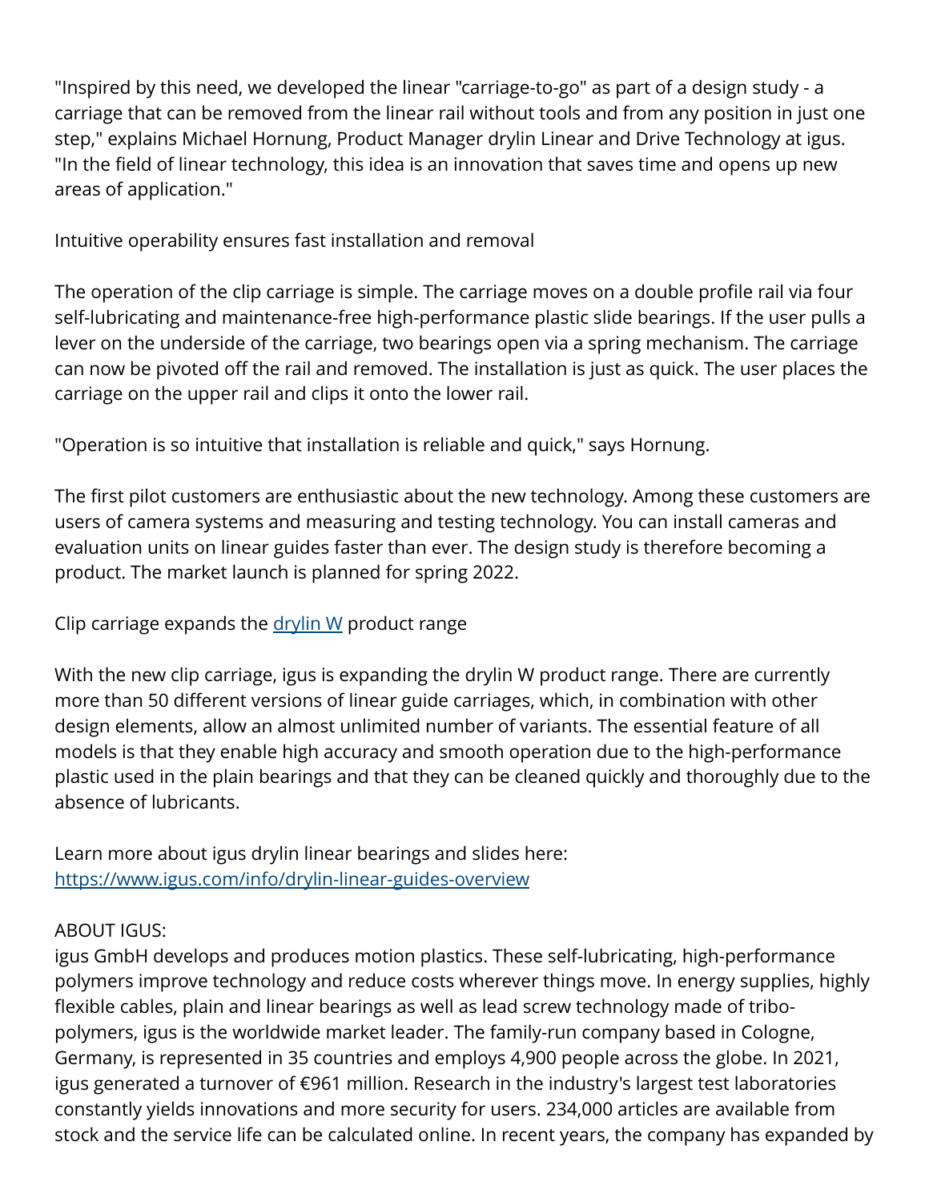"Inspired by this need, we developed the linear "carriage-to-go" as part of a design study - a carriage that can be removed from the linear rail without tools and from any position in just one step," explains Michael Hornung, Product Manager drylin Linear and Drive Technology at igus. "In the field of linear technology, this idea is an innovation that saves time and opens up new areas of application."

## Intuitive operability ensures fast installation and removal

The operation of the clip carriage is simple. The carriage moves on a double profile rail via four self-lubricating and maintenance-free high-performance plastic slide bearings. If the user pulls a lever on the underside of the carriage, two bearings open via a spring mechanism. The carriage can now be pivoted off the rail and removed. The installation is just as quick. The user places the carriage on the upper rail and clips it onto the lower rail.

"Operation is so intuitive that installation is reliable and quick," says Hornung.

The first pilot customers are enthusiastic about the new technology. Among these customers are users of camera systems and measuring and testing technology. You can install cameras and evaluation units on linear guides faster than ever. The design study is therefore becoming a product. The market launch is planned for spring 2022.

## Clip carriage expands the [drylin W](https://www.igus.com/info/drylin-linear-guides-overview) product range

With the new clip carriage, igus is expanding the drylin W product range. There are currently more than 50 different versions of linear guide carriages, which, in combination with other design elements, allow an almost unlimited number of variants. The essential feature of all models is that they enable high accuracy and smooth operation due to the high-performance plastic used in the plain bearings and that they can be cleaned quickly and thoroughly due to the absence of lubricants.

Learn more about igus drylin linear bearings and slides here:
[https://www.igus.com/info/drylin-linear-guides-overview](https://www.igus.com/info/drylin-linear-guides-overview)

ABOUT IGUS:
igus GmbH develops and produces motion plastics. These self-lubricating, high-performance polymers improve technology and reduce costs wherever things move. In energy supplies, highly flexible cables, plain and linear bearings as well as lead screw technology made of tribo-polymers, igus is the worldwide market leader. The family-run company based in Cologne, Germany, is represented in 35 countries and employs 4,900 people across the globe. In 2021, igus generated a turnover of €961 million. Research in the industry's largest test laboratories constantly yields innovations and more security for users. 234,000 articles are available from stock and the service life can be calculated online. In recent years, the company has expanded by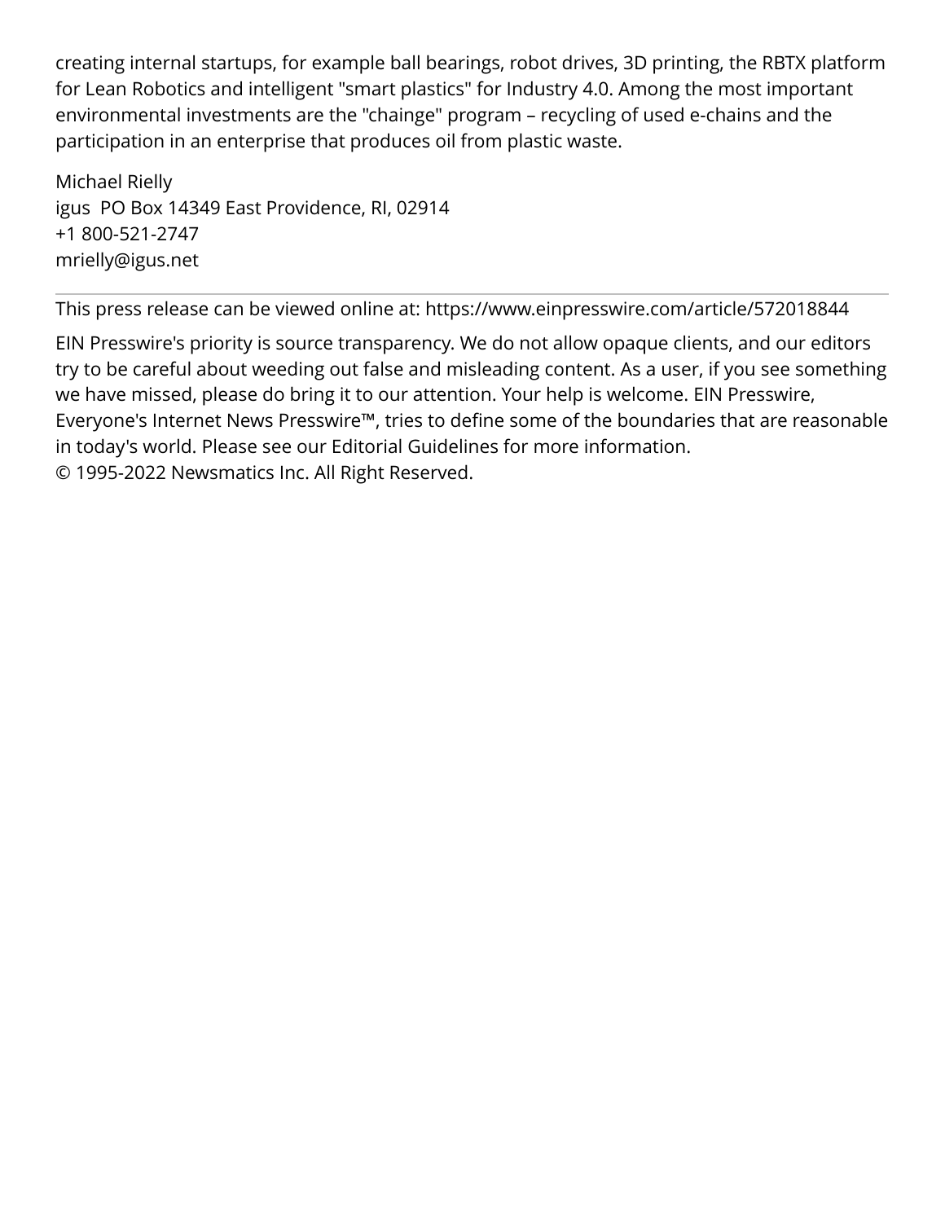creating internal startups, for example ball bearings, robot drives, 3D printing, the RBTX platform for Lean Robotics and intelligent "smart plastics" for Industry 4.0. Among the most important environmental investments are the "chainge" program – recycling of used e-chains and the participation in an enterprise that produces oil from plastic waste.

Michael Rielly
igus PO Box 14349 East Providence, RI, 02914
+1 800-521-2747
mrielly@igus.net

---

This press release can be viewed online at: https://www.einpresswire.com/article/572018844

EIN Presswire's priority is source transparency. We do not allow opaque clients, and our editors try to be careful about weeding out false and misleading content. As a user, if you see something we have missed, please do bring it to our attention. Your help is welcome. EIN Presswire, Everyone's Internet News Presswire™, tries to define some of the boundaries that are reasonable in today's world. Please see our Editorial Guidelines for more information.
© 1995-2022 Newsmatics Inc. All Right Reserved.